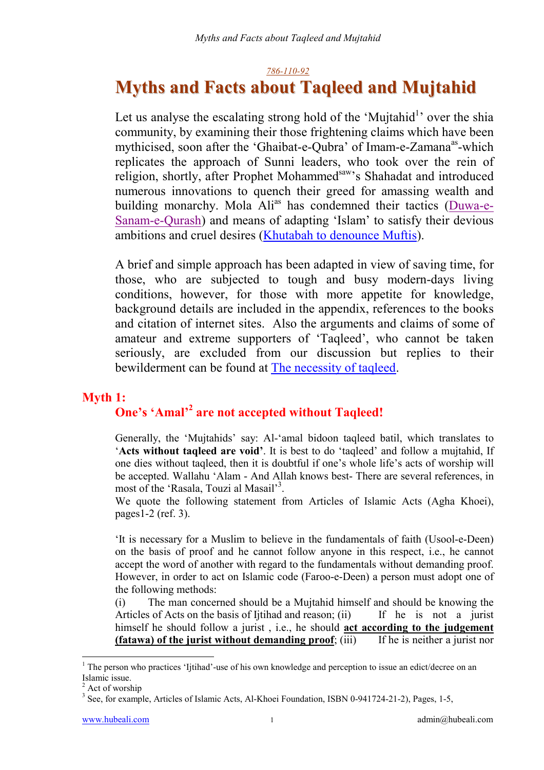786-110-92

# Myths and Facts about Taqleed and Mujtahid

Let us analyse the escalating strong hold of the 'Mujtahid[1]' over the shia community, by examining their those frightening claims which have been mythicised, soon after the 'Ghaibat-e-Qubra' of Imam-e-Zamana[as]-which replicates the approach of Sunni leaders, who took over the rein of religion, shortly, after Prophet Mohammed[saw]'s Shahadat and introduced numerous innovations to quench their greed for amassing wealth and building monarchy. Mola Ali[as] has condemned their tactics (Duwa-e-Sanam-e-Qurash) and means of adapting 'Islam' to satisfy their devious ambitions and cruel desires (Khutabah to denounce Muftis).

A brief and simple approach has been adapted in view of saving time, for those, who are subjected to tough and busy modern-days living conditions, however, for those with more appetite for knowledge, background details are included in the appendix, references to the books and citation of internet sites. Also the arguments and claims of some of amateur and extreme supporters of 'Taqleed', who cannot be taken seriously, are excluded from our discussion but replies to their bewilderment can be found at The necessity of taqleed.

## Myth 1:

### One's 'Amal'[2] are not accepted without Taqleed!

Generally, the 'Mujtahids' say: Al-'amal bidoon taqleed batil, which translates to '**Acts without taqleed are void**'. It is best to do 'taqleed' and follow a mujtahid, If one dies without taqleed, then it is doubtful if one's whole life's acts of worship will be accepted. Wallahu 'Alam - And Allah knows best- There are several references, in most of the 'Rasala, Touzi al Masail'[3].

We quote the following statement from Articles of Islamic Acts (Agha Khoei), pages1-2 (ref. 3).

'It is necessary for a Muslim to believe in the fundamentals of faith (Usool-e-Deen) on the basis of proof and he cannot follow anyone in this respect, i.e., he cannot accept the word of another with regard to the fundamentals without demanding proof. However, in order to act on Islamic code (Faroo-e-Deen) a person must adopt one of the following methods:

(i) The man concerned should be a Mujtahid himself and should be knowing the Articles of Acts on the basis of Ijtihad and reason; (ii) If he is not a jurist himself he should follow a jurist , i.e., he should **<u>act according to the judgement (fatawa) of the jurist without demanding proof</u>**; (iii) If he is neither a jurist nor

---

[1] The person who practices 'Ijtihad'-use of his own knowledge and perception to issue an edict/decree on an Islamic issue.

[2] Act of worship

[3] See, for example, Articles of Islamic Acts, Al-Khoei Foundation, ISBN 0-941724-21-2), Pages, 1-5,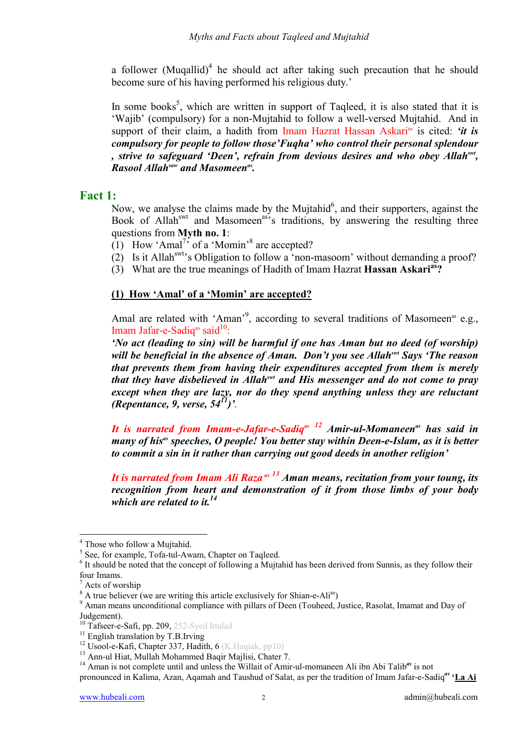a follower (Muqallid)[4] he should act after taking such precaution that he should become sure of his having performed his religious duty.'

In some books[5], which are written in support of Taqleed, it is also stated that it is 'Wajib' (compulsory) for a non-Mujtahid to follow a well-versed Mujtahid. And in support of their claim, a hadith from Imam Hazrat Hassan Askari[as] is cited: ***'it is compulsory for people to follow those'Fuqha' who control their personal splendour , strive to safeguard 'Deen', refrain from devious desires and who obey Allah[swt], Rasool Allah[saw] and Masomeen[as].***

## Fact 1:

Now, we analyse the claims made by the Mujtahid[6], and their supporters, against the Book of Allah[swt] and Masomeen[as]'s traditions, by answering the resulting three questions from **Myth no. 1**:

(1) How 'Amal[7]' of a 'Momin'[8] are accepted?
(2) Is it Allah[swt]'s Obligation to follow a 'non-masoom' without demanding a proof?
(3) What are the true meanings of Hadith of Imam Hazrat **Hassan Askari[as]?**

**(1) How 'Amal' of a 'Momin' are accepted?**

Amal are related with 'Aman'[9], according to several traditions of Masomeen[as] e.g., Imam Jafar-e-Sadiq[as] said[10]:

***'No act (leading to sin) will be harmful if one has Aman but no deed (of worship) will be beneficial in the absence of Aman. Don't you see Allah[swt] Says 'The reason that prevents them from having their expenditures accepted from them is merely that they have disbelieved in Allah[swt] and His messenger and do not come to pray except when they are lazy, nor do they spend anything unless they are reluctant (Repentance, 9, verse, 54[11])'.***

***It is narrated from Imam-e-Jafar-e-Sadiq[as] [12] Amir-ul-Momaneen[as] has said in many of his[as] speeches, O people! You better stay within Deen-e-Islam, as it is better to commit a sin in it rather than carrying out good deeds in another religion'***

***It is narrated from Imam Ali Raza[as] [13] Aman means, recitation from your toung, its recognition from heart and demonstration of it from those limbs of your body which are related to it.[14]***

---

[4] Those who follow a Mujtahid.
[5] See, for example, Tofa-tul-Awam, Chapter on Taqleed.
[6] It should be noted that the concept of following a Mujtahid has been derived from Sunnis, as they follow their four Imams.
[7] Acts of worship
[8] A true believer (we are writing this article exclusively for Shian-e-Ali[as])
[9] Aman means unconditional compliance with pillars of Deen (Touheed, Justice, Rasolat, Imamat and Day of Judgement).
[10] Tafseer-e-Safi, pp. 209, 252-Syed Imdad
[11] English translation by T.B.Irving
[12] Usool-e-Kafi, Chapter 337, Hadith, 6 (K.Haqiak, pp10)
[13] Ann-ul Hiat, Mullah Mohammed Baqir Majlisi, Chater 7.
[14] Aman is not complete until and unless the Willait of Amir-ul-momaneen Ali ibn Abi Talib[as] is not pronounced in Kalima, Azan, Aqamah and Taushud of Salat, as per the tradition of Imam Jafar-e-Sadiq[as] **'La Ai**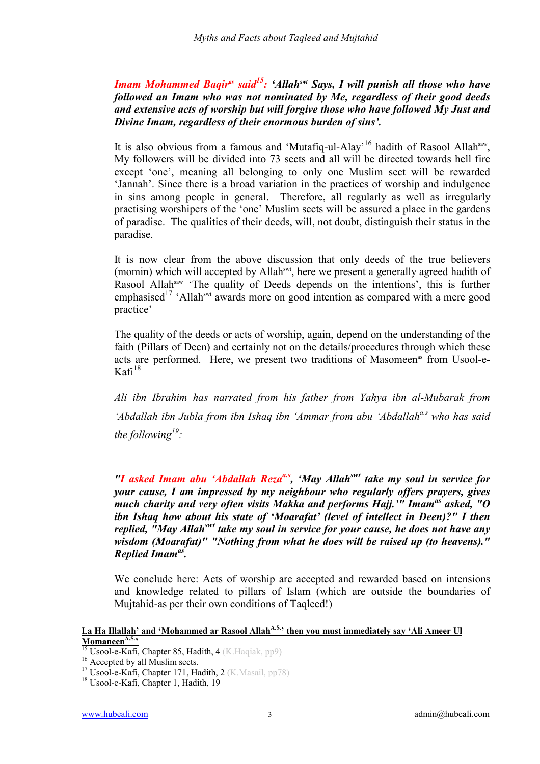***Imam Mohammed Baqir[as] said[15]: 'Allah[swt] Says, I will punish all those who have followed an Imam who was not nominated by Me, regardless of their good deeds and extensive acts of worship but will forgive those who have followed My Just and Divine Imam, regardless of their enormous burden of sins'.***

It is also obvious from a famous and 'Mutafiq-ul-Alay'[16] hadith of Rasool Allah[saw], My followers will be divided into 73 sects and all will be directed towards hell fire except 'one', meaning all belonging to only one Muslim sect will be rewarded 'Jannah'. Since there is a broad variation in the practices of worship and indulgence in sins among people in general. Therefore, all regularly as well as irregularly practising worshipers of the 'one' Muslim sects will be assured a place in the gardens of paradise. The qualities of their deeds, will, not doubt, distinguish their status in the paradise.

It is now clear from the above discussion that only deeds of the true believers (momin) which will accepted by Allah[swt], here we present a generally agreed hadith of Rasool Allah[saw] 'The quality of Deeds depends on the intentions', this is further emphasised[17] 'Allah[swt] awards more on good intention as compared with a mere good practice'

The quality of the deeds or acts of worship, again, depend on the understanding of the faith (Pillars of Deen) and certainly not on the details/procedures through which these acts are performed. Here, we present two traditions of Masomeen[as] from Usool-e-Kafi[18]

*Ali ibn Ibrahim has narrated from his father from Yahya ibn al-Mubarak from 'Abdallah ibn Jubla from ibn Ishaq ibn 'Ammar from abu 'Abdallah[a.s] who has said the following[19]:*

***"I asked Imam abu 'Abdallah Reza[a.s], 'May Allah[swt] take my soul in service for your cause, I am impressed by my neighbour who regularly offers prayers, gives much charity and very often visits Makka and performs Hajj.'" Imam[as] asked, "O ibn Ishaq how about his state of 'Moarafat' (level of intellect in Deen)?" I then replied, "May Allah[swt] take my soul in service for your cause, he does not have any wisdom (Moarafat)" "Nothing from what he does will be raised up (to heavens)." Replied Imam[as].***

We conclude here: Acts of worship are accepted and rewarded based on intensions and knowledge related to pillars of Islam (which are outside the boundaries of Mujtahid-as per their own conditions of Taqleed!)

---

**La Ha Illallah' and 'Mohammed ar Rasool Allah[A.S.]' then you must immediately say 'Ali Ameer Ul Momaneen[A.S.]'**

[15] Usool-e-Kafi, Chapter 85, Hadith, 4 (K.Haqiak, pp9)
[16] Accepted by all Muslim sects.
[17] Usool-e-Kafi, Chapter 171, Hadith, 2 (K.Masail, pp78)
[18] Usool-e-Kafi, Chapter 1, Hadith, 19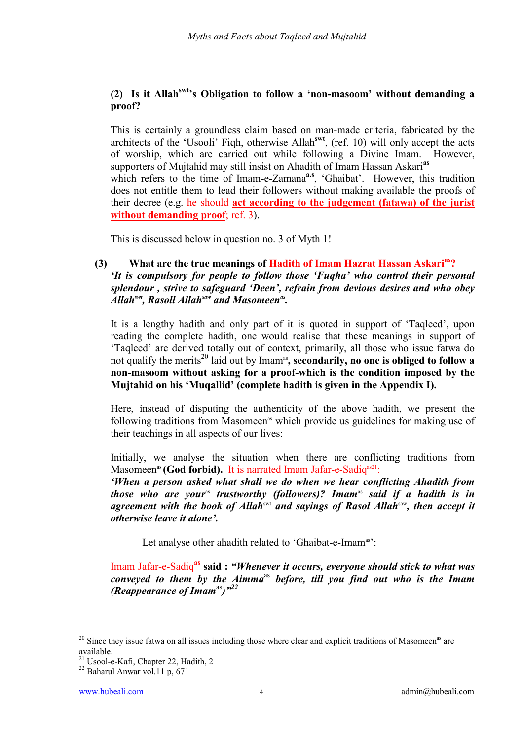### (2) Is it Allah[swt]'s Obligation to follow a 'non-masoom' without demanding a proof?

This is certainly a groundless claim based on man-made criteria, fabricated by the architects of the 'Usooli' Fiqh, otherwise Allah[swt], (ref. 10) will only accept the acts of worship, which are carried out while following a Divine Imam. However, supporters of Mujtahid may still insist on Ahadith of Imam Hassan Askari[as] which refers to the time of Imam-e-Zamana[a.s], 'Ghaibat'. However, this tradition does not entitle them to lead their followers without making available the proofs of their decree (e.g. he should **act according to the judgement (fatawa) of the jurist without demanding proof**; ref. 3).

This is discussed below in question no. 3 of Myth 1!

### (3) What are the true meanings of Hadith of Imam Hazrat Hassan Askari[as]?

***'It is compulsory for people to follow those 'Fuqha' who control their personal splendour , strive to safeguard 'Deen', refrain from devious desires and who obey Allah[swt], Rasoll Allah[saw] and Masomeen[as].***

It is a lengthy hadith and only part of it is quoted in support of 'Taqleed', upon reading the complete hadith, one would realise that these meanings in support of 'Taqleed' are derived totally out of context, primarily, all those who issue fatwa do not qualify the merits[20] laid out by Imam[as], **secondarily, no one is obliged to follow a non-masoom without asking for a proof-which is the condition imposed by the Mujtahid on his 'Muqallid' (complete hadith is given in the Appendix I).**

Here, instead of disputing the authenticity of the above hadith, we present the following traditions from Masomeen[as] which provide us guidelines for making use of their teachings in all aspects of our lives:

Initially, we analyse the situation when there are conflicting traditions from Masomeen[as] **(God forbid).** It is narrated Imam Jafar-e-Sadiq[as][21]:

***'When a person asked what shall we do when we hear conflicting Ahadith from those who are your[as] trustworthy (followers)? Imam[as] said if a hadith is in agreement with the book of Allah[swt] and sayings of Rasol Allah[saw], then accept it otherwise leave it alone'.***

Let analyse other ahadith related to 'Ghaibat-e-Imam[as]':

Imam Jafar-e-Sadiq[as] **said : *"Whenever it occurs, everyone should stick to what was conveyed to them by the Aimma[as] before, till you find out who is the Imam (Reappearance of Imam[as])"[22]***

---

[20] Since they issue fatwa on all issues including those where clear and explicit traditions of Masomeen[as] are available.

[21] Usool-e-Kafi, Chapter 22, Hadith, 2

[22] Baharul Anwar vol.11 p, 671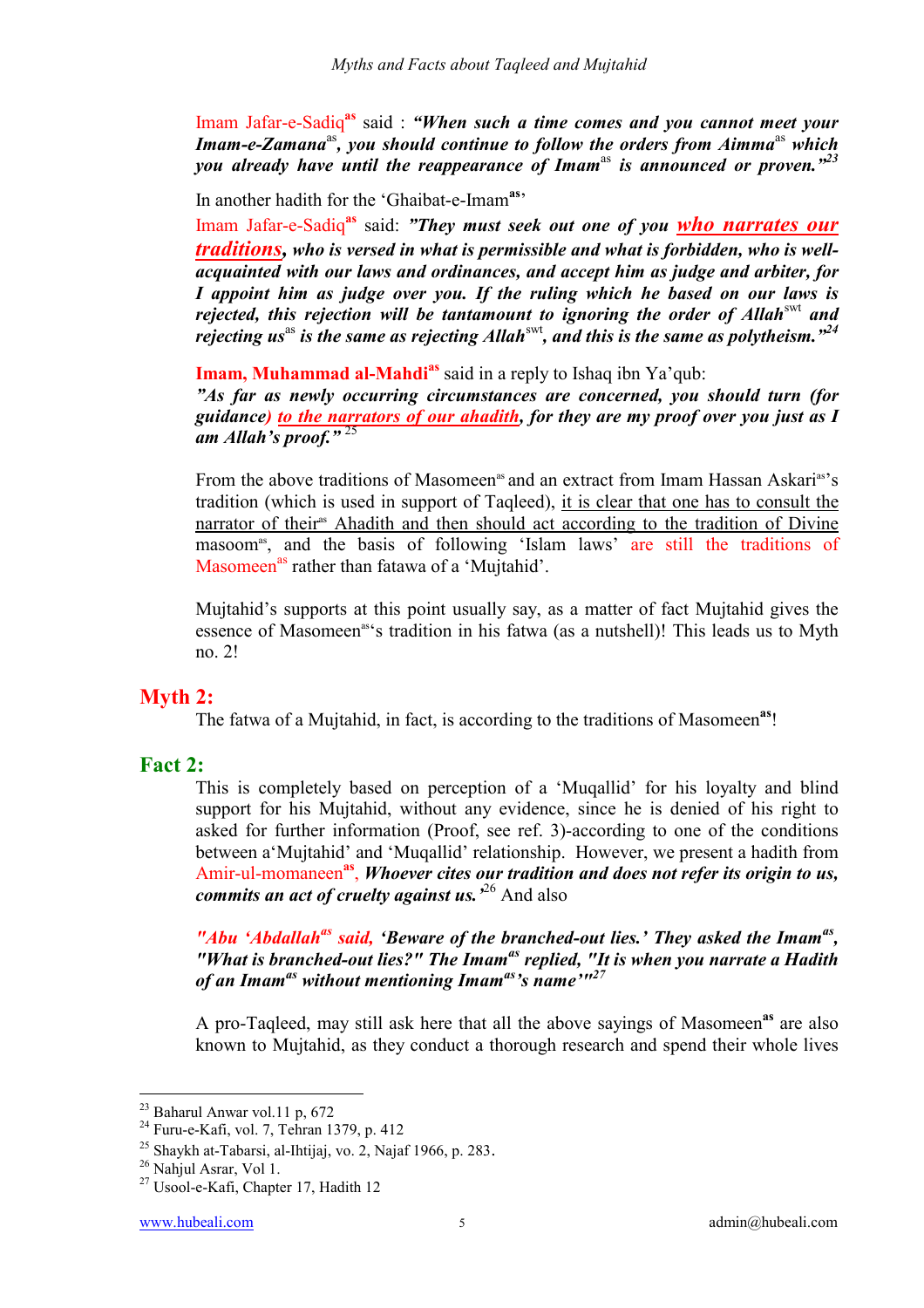Imam Jafar-e-Sadiq[as] said : ***"When such a time comes and you cannot meet your Imam-e-Zamana**[as]**, you should continue to follow the orders from Aimma**[as]* ***which you already have until the reappearance of Imam**[as]* ***is announced or proven."**[23]*

In another hadith for the 'Ghaibat-e-Imam[as]'

Imam Jafar-e-Sadiq[as] said: ***"They must seek out one of you <u>who narrates our traditions</u>, who is versed in what is permissible and what is forbidden, who is well-acquainted with our laws and ordinances, and accept him as judge and arbiter, for I appoint him as judge over you. If the ruling which he based on our laws is rejected, this rejection will be tantamount to ignoring the order of Allah**[swt]* ***and rejecting us**[as]* ***is the same as rejecting Allah**[swt]**, and this is the same as polytheism."**[24]*

**Imam, Muhammad al-Mahdi[as]** said in a reply to Ishaq ibn Ya'qub:
***"As far as newly occurring circumstances are concerned, you should turn (for guidance) <u>to the narrators of our ahadith</u>, for they are my proof over you just as I am Allah's proof."*** [25]

From the above traditions of Masomeen[as] and an extract from Imam Hassan Askari[as]'s tradition (which is used in support of Taqleed), <u>it is clear that one has to consult the narrator of their[as] Ahadith and then should act according to the tradition of Divine</u> masoom[as], and the basis of following 'Islam laws' are still the traditions of Masomeen[as] rather than fatawa of a 'Mujtahid'.

Mujtahid's supports at this point usually say, as a matter of fact Mujtahid gives the essence of Masomeen[as]'s tradition in his fatwa (as a nutshell)! This leads us to Myth no. 2!

## Myth 2:

The fatwa of a Mujtahid, in fact, is according to the traditions of Masomeen[as]!

## Fact 2:

This is completely based on perception of a 'Muqallid' for his loyalty and blind support for his Mujtahid, without any evidence, since he is denied of his right to asked for further information (Proof, see ref. 3)-according to one of the conditions between a'Mujtahid' and 'Muqallid' relationship. However, we present a hadith from Amir-ul-momaneen[as], ***Whoever cites our tradition and does not refer its origin to us, commits an act of cruelty against us.'***[26] And also

*"Abu 'Abdallah[as] said,* ***'Beware of the branched-out lies.' They asked the Imam**[as]**, "What is branched-out lies?" The Imam**[as]* ***replied, "It is when you narrate a Hadith of an Imam**[as]* ***without mentioning Imam**[as]**'s name'"**[27]*

A pro-Taqleed, may still ask here that all the above sayings of Masomeen[as] are also known to Mujtahid, as they conduct a thorough research and spend their whole lives

---

[23] Baharul Anwar vol.11 p, 672
[24] Furu-e-Kafi, vol. 7, Tehran 1379, p. 412
[25] Shaykh at-Tabarsi, al-Ihtijaj, vo. 2, Najaf 1966, p. 283.
[26] Nahjul Asrar, Vol 1.
[27] Usool-e-Kafi, Chapter 17, Hadith 12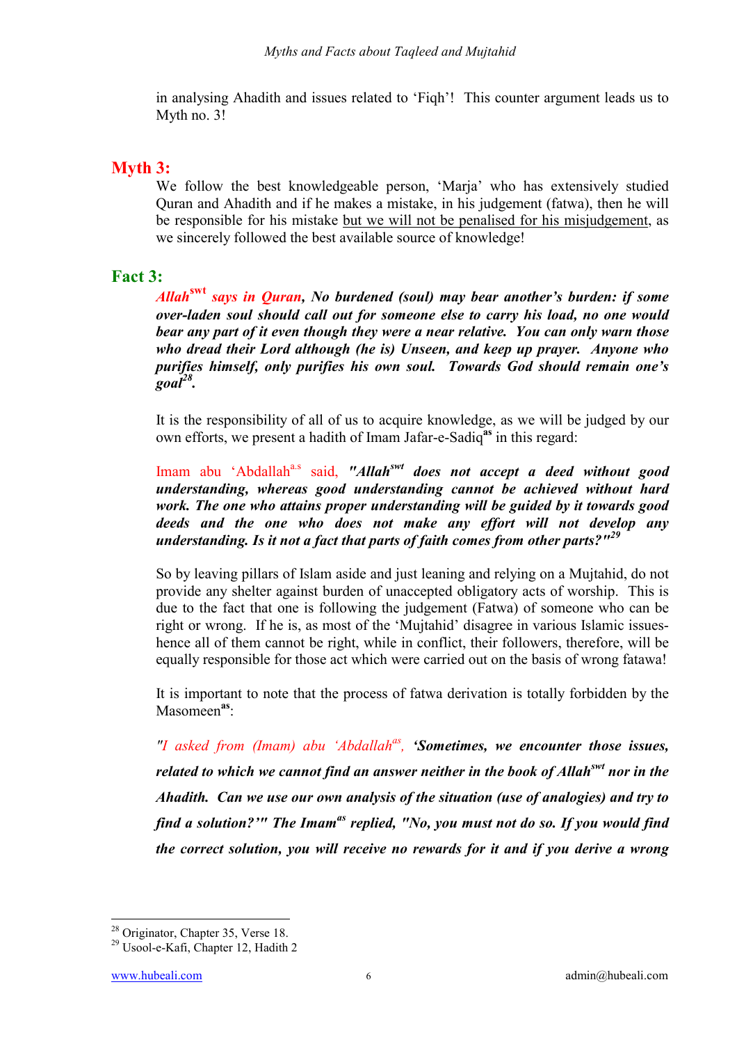in analysing Ahadith and issues related to 'Fiqh'! This counter argument leads us to Myth no. 3!

## Myth 3:

We follow the best knowledgeable person, 'Marja' who has extensively studied Quran and Ahadith and if he makes a mistake, in his judgement (fatwa), then he will be responsible for his mistake <u>but we will not be penalised for his misjudgement</u>, as we sincerely followed the best available source of knowledge!

## Fact 3:

***Allah[swt] says in Quran, No burdened (soul) may bear another's burden: if some over-laden soul should call out for someone else to carry his load, no one would bear any part of it even though they were a near relative. You can only warn those who dread their Lord although (he is) Unseen, and keep up prayer. Anyone who purifies himself, only purifies his own soul. Towards God should remain one's goal[28].***

It is the responsibility of all of us to acquire knowledge, as we will be judged by our own efforts, we present a hadith of Imam Jafar-e-Sadiq[as] in this regard:

Imam abu 'Abdallah[a.s] said, ***"Allah[swt] does not accept a deed without good understanding, whereas good understanding cannot be achieved without hard work. The one who attains proper understanding will be guided by it towards good deeds and the one who does not make any effort will not develop any understanding. Is it not a fact that parts of faith comes from other parts?"[29]***

So by leaving pillars of Islam aside and just leaning and relying on a Mujtahid, do not provide any shelter against burden of unaccepted obligatory acts of worship. This is due to the fact that one is following the judgement (Fatwa) of someone who can be right or wrong. If he is, as most of the 'Mujtahid' disagree in various Islamic issues- hence all of them cannot be right, while in conflict, their followers, therefore, will be equally responsible for those act which were carried out on the basis of wrong fatawa!

It is important to note that the process of fatwa derivation is totally forbidden by the Masomeen[as]:

*"I asked from (Imam) abu 'Abdallah[as],* ***'Sometimes, we encounter those issues, related to which we cannot find an answer neither in the book of Allah[swt] nor in the Ahadith. Can we use our own analysis of the situation (use of analogies) and try to find a solution?'" The Imam[as] replied, "No, you must not do so. If you would find the correct solution, you will receive no rewards for it and if you derive a wrong***

---

[28] Originator, Chapter 35, Verse 18.

[29] Usool-e-Kafi, Chapter 12, Hadith 2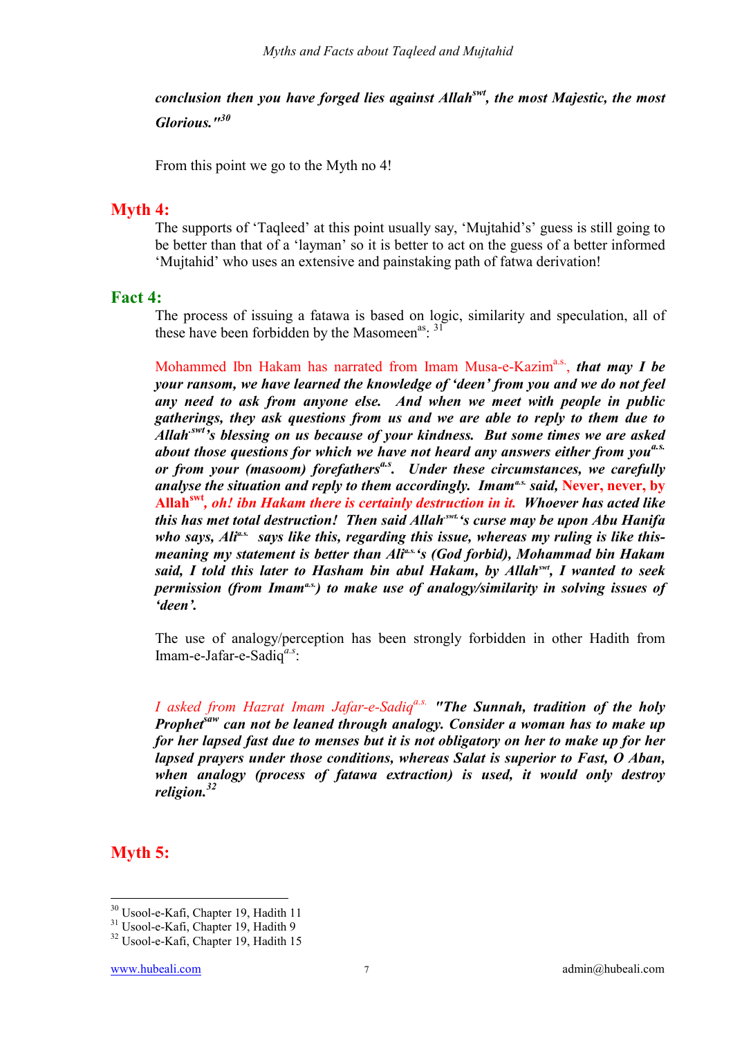***conclusion then you have forged lies against Allah[swt], the most Majestic, the most Glorious."[30]***

From this point we go to the Myth no 4!

## Myth 4:

The supports of 'Taqleed' at this point usually say, 'Mujtahid's' guess is still going to be better than that of a 'layman' so it is better to act on the guess of a better informed 'Mujtahid' who uses an extensive and painstaking path of fatwa derivation!

## Fact 4:

The process of issuing a fatawa is based on logic, similarity and speculation, all of these have been forbidden by the Masomeen[as]: [31]

Mohammed Ibn Hakam has narrated from Imam Musa-e-Kazim[a.s.], ***that may I be your ransom, we have learned the knowledge of 'deen' from you and we do not feel any need to ask from anyone else. And when we meet with people in public gatherings, they ask questions from us and we are able to reply to them due to Allah[swt]'s blessing on us because of your kindness. But some times we are asked about those questions for which we have not heard any answers either from you[a.s.] or from your (masoom) forefathers[a.s]. Under these circumstances, we carefully analyse the situation and reply to them accordingly. Imam[a.s.] said,*** **Never, never, by Allah[swt]**, ***oh! ibn Hakam there is certainly destruction in it. Whoever has acted like this has met total destruction! Then said Allah[swt]'s curse may be upon Abu Hanifa who says, Ali[a.s.] says like this, regarding this issue, whereas my ruling is like this- meaning my statement is better than Ali[a.s.]'s (God forbid), Mohammad bin Hakam said, I told this later to Hasham bin abul Hakam, by Allah[swt], I wanted to seek permission (from Imam[a.s.]) to make use of analogy/similarity in solving issues of 'deen'.***

The use of analogy/perception has been strongly forbidden in other Hadith from Imam-e-Jafar-e-Sadiq[a.s]:

*I asked from Hazrat Imam Jafar-e-Sadiq[a.s.]* ***"The Sunnah, tradition of the holy Prophet[saw] can not be leaned through analogy. Consider a woman has to make up for her lapsed fast due to menses but it is not obligatory on her to make up for her lapsed prayers under those conditions, whereas Salat is superior to Fast, O Aban, when analogy (process of fatawa extraction) is used, it would only destroy religion.[32]***

## Myth 5:

---

[30] Usool-e-Kafi, Chapter 19, Hadith 11
[31] Usool-e-Kafi, Chapter 19, Hadith 9
[32] Usool-e-Kafi, Chapter 19, Hadith 15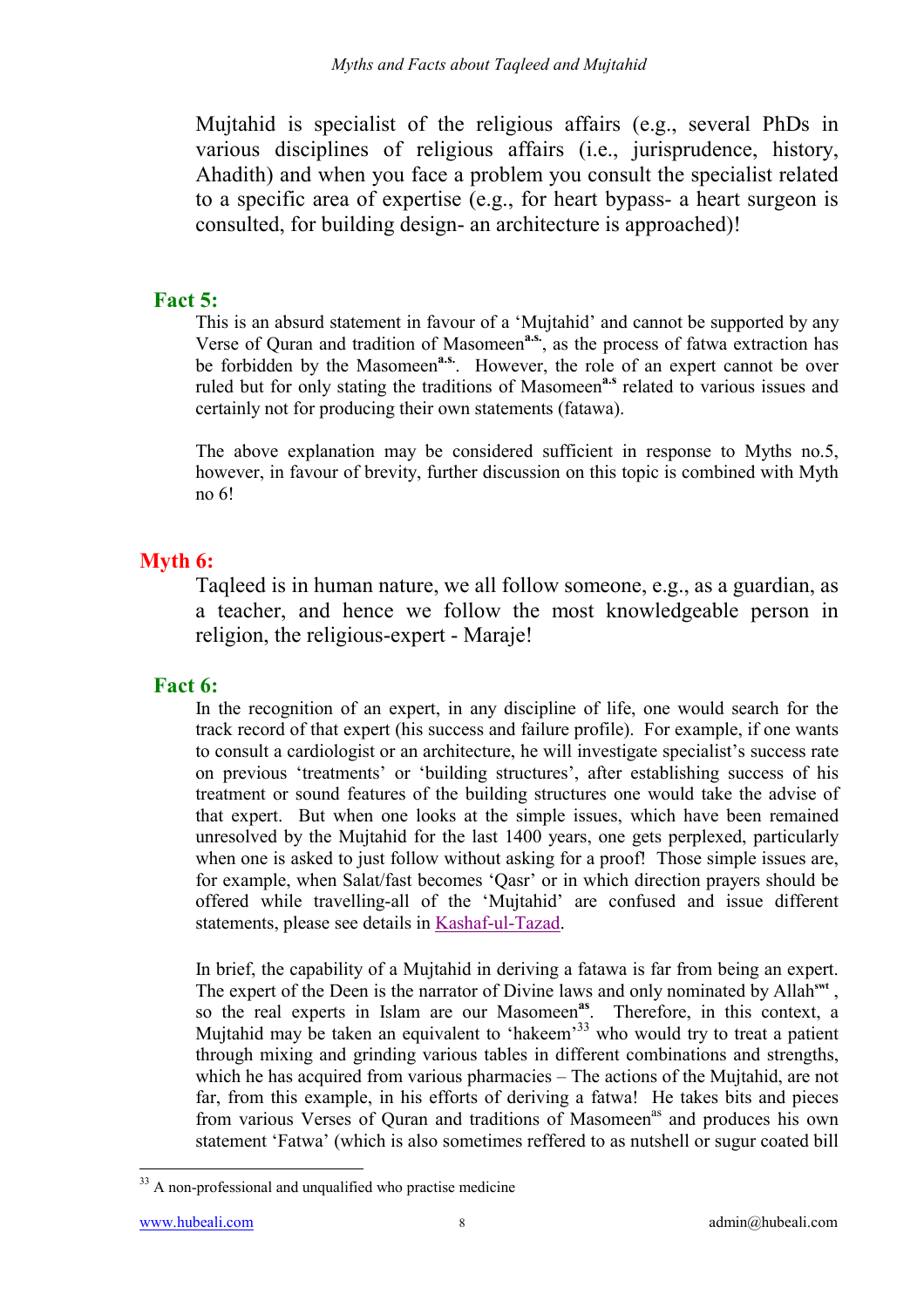Mujtahid is specialist of the religious affairs (e.g., several PhDs in various disciplines of religious affairs (i.e., jurisprudence, history, Ahadith) and when you face a problem you consult the specialist related to a specific area of expertise (e.g., for heart bypass- a heart surgeon is consulted, for building design- an architecture is approached)!

### Fact 5:

This is an absurd statement in favour of a 'Mujtahid' and cannot be supported by any Verse of Quran and tradition of Masomeen[a.s.], as the process of fatwa extraction has be forbidden by the Masomeen[a.s.]. However, the role of an expert cannot be over ruled but for only stating the traditions of Masomeen[a.s] related to various issues and certainly not for producing their own statements (fatawa).

The above explanation may be considered sufficient in response to Myths no.5, however, in favour of brevity, further discussion on this topic is combined with Myth no 6!

## Myth 6:

Taqleed is in human nature, we all follow someone, e.g., as a guardian, as a teacher, and hence we follow the most knowledgeable person in religion, the religious-expert - Maraje!

### Fact 6:

In the recognition of an expert, in any discipline of life, one would search for the track record of that expert (his success and failure profile). For example, if one wants to consult a cardiologist or an architecture, he will investigate specialist's success rate on previous 'treatments' or 'building structures', after establishing success of his treatment or sound features of the building structures one would take the advise of that expert. But when one looks at the simple issues, which have been remained unresolved by the Mujtahid for the last 1400 years, one gets perplexed, particularly when one is asked to just follow without asking for a proof! Those simple issues are, for example, when Salat/fast becomes 'Qasr' or in which direction prayers should be offered while travelling-all of the 'Mujtahid' are confused and issue different statements, please see details in Kashaf-ul-Tazad.

In brief, the capability of a Mujtahid in deriving a fatawa is far from being an expert. The expert of the Deen is the narrator of Divine laws and only nominated by Allah[swt], so the real experts in Islam are our Masomeen[as]. Therefore, in this context, a Mujtahid may be taken an equivalent to 'hakeem'[33] who would try to treat a patient through mixing and grinding various tables in different combinations and strengths, which he has acquired from various pharmacies – The actions of the Mujtahid, are not far, from this example, in his efforts of deriving a fatwa! He takes bits and pieces from various Verses of Quran and traditions of Masomeen[as] and produces his own statement 'Fatwa' (which is also sometimes reffered to as nutshell or sugur coated bill

---

[33] A non-professional and unqualified who practise medicine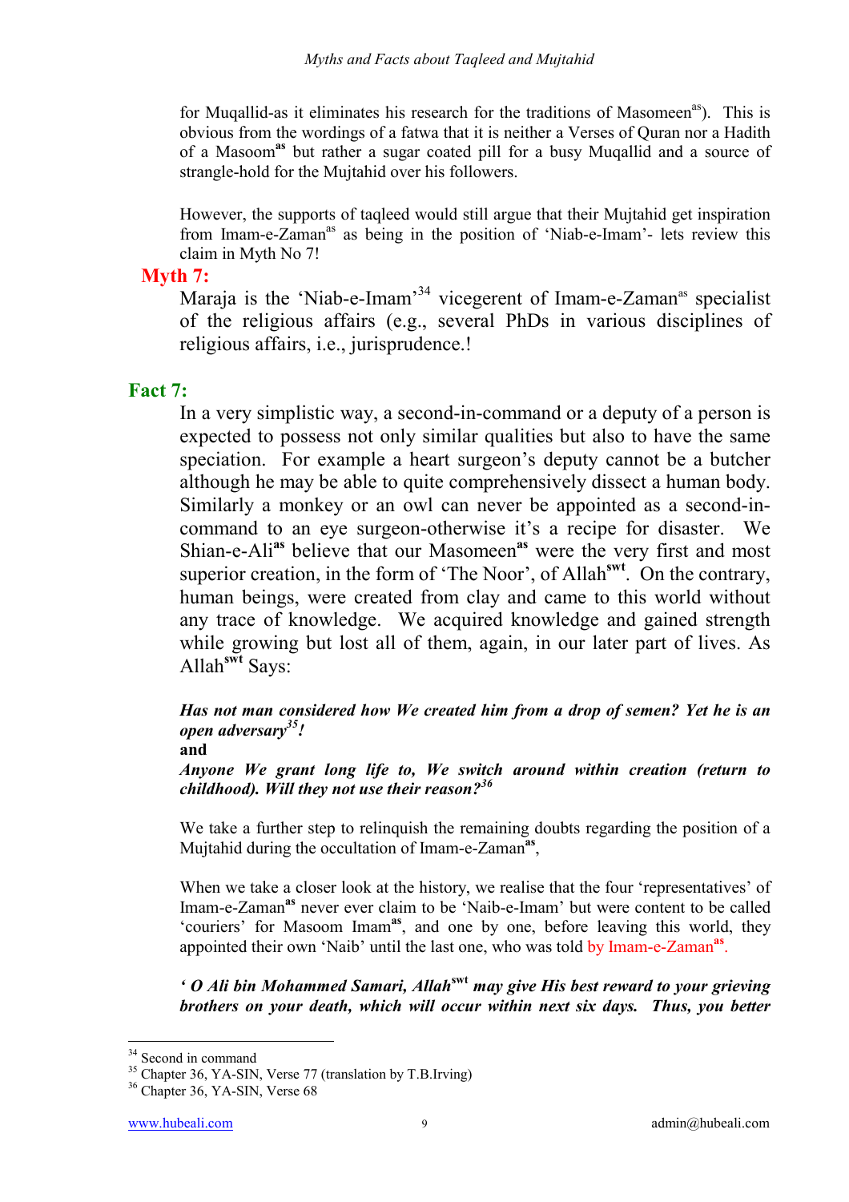for Muqallid-as it eliminates his research for the traditions of Masomeen[as]). This is obvious from the wordings of a fatwa that it is neither a Verses of Quran nor a Hadith of a Masoom[as] but rather a sugar coated pill for a busy Muqallid and a source of strangle-hold for the Mujtahid over his followers.

However, the supports of taqleed would still argue that their Mujtahid get inspiration from Imam-e-Zaman[as] as being in the position of 'Niab-e-Imam'- lets review this claim in Myth No 7!

## Myth 7:

Maraja is the 'Niab-e-Imam'[34] vicegerent of Imam-e-Zaman[as] specialist of the religious affairs (e.g., several PhDs in various disciplines of religious affairs, i.e., jurisprudence.!

## Fact 7:

In a very simplistic way, a second-in-command or a deputy of a person is expected to possess not only similar qualities but also to have the same speciation. For example a heart surgeon's deputy cannot be a butcher although he may be able to quite comprehensively dissect a human body. Similarly a monkey or an owl can never be appointed as a second-in-command to an eye surgeon-otherwise it's a recipe for disaster. We Shian-e-Ali[as] believe that our Masomeen[as] were the very first and most superior creation, in the form of 'The Noor', of Allah[swt]. On the contrary, human beings, were created from clay and came to this world without any trace of knowledge. We acquired knowledge and gained strength while growing but lost all of them, again, in our later part of lives. As Allah[swt] Says:

***Has not man considered how We created him from a drop of semen? Yet he is an open adversary[35]!***
**and**
***Anyone We grant long life to, We switch around within creation (return to childhood). Will they not use their reason?[36]***

We take a further step to relinquish the remaining doubts regarding the position of a Mujtahid during the occultation of Imam-e-Zaman[as],

When we take a closer look at the history, we realise that the four 'representatives' of Imam-e-Zaman[as] never ever claim to be 'Naib-e-Imam' but were content to be called 'couriers' for Masoom Imam[as], and one by one, before leaving this world, they appointed their own 'Naib' until the last one, who was told by Imam-e-Zaman[as].

***' O Ali bin Mohammed Samari, Allah[swt] may give His best reward to your grieving brothers on your death, which will occur within next six days. Thus, you better***

---

[34] Second in command
[35] Chapter 36, YA-SIN, Verse 77 (translation by T.B.Irving)
[36] Chapter 36, YA-SIN, Verse 68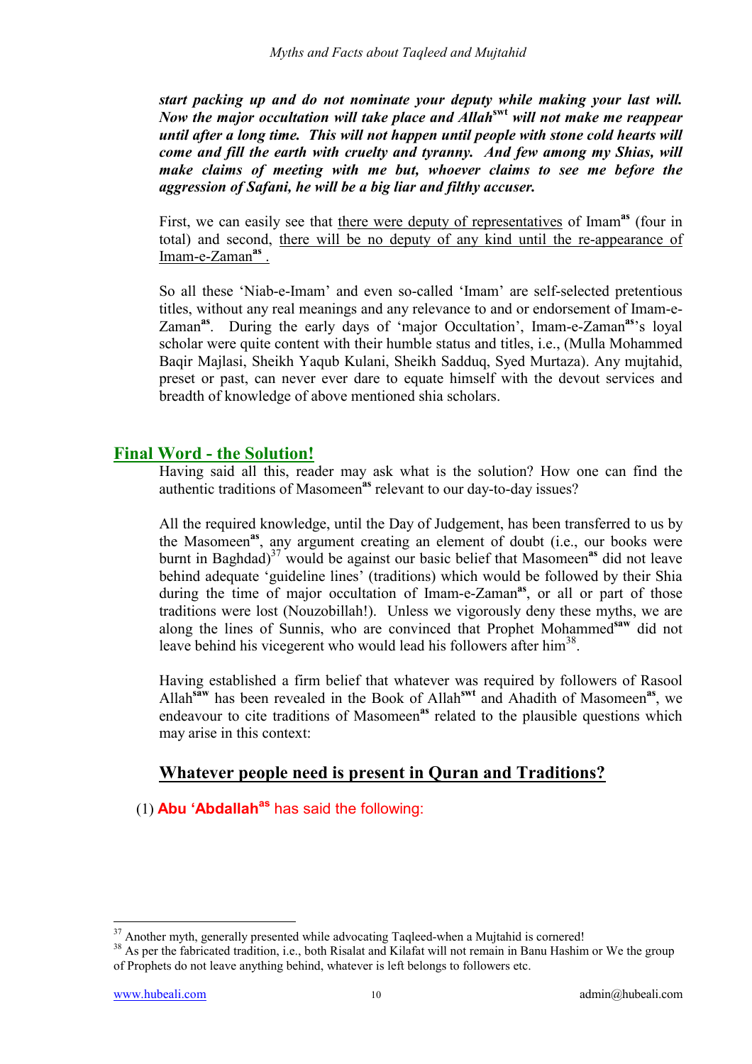***start packing up and do not nominate your deputy while making your last will. Now the major occultation will take place and Allah[swt] will not make me reappear until after a long time. This will not happen until people with stone cold hearts will come and fill the earth with cruelty and tyranny. And few among my Shias, will make claims of meeting with me but, whoever claims to see me before the aggression of Safani, he will be a big liar and filthy accuser.***

First, we can easily see that there were deputy of representatives of Imam[as] (four in total) and second, there will be no deputy of any kind until the re-appearance of Imam-e-Zaman[as] .

So all these 'Niab-e-Imam' and even so-called 'Imam' are self-selected pretentious titles, without any real meanings and any relevance to and or endorsement of Imam-e-Zaman[as]. During the early days of 'major Occultation', Imam-e-Zaman[as]'s loyal scholar were quite content with their humble status and titles, i.e., (Mulla Mohammed Baqir Majlasi, Sheikh Yaqub Kulani, Sheikh Sadduq, Syed Murtaza). Any mujtahid, preset or past, can never ever dare to equate himself with the devout services and breadth of knowledge of above mentioned shia scholars.

## Final Word - the Solution!

Having said all this, reader may ask what is the solution? How one can find the authentic traditions of Masomeen[as] relevant to our day-to-day issues?

All the required knowledge, until the Day of Judgement, has been transferred to us by the Masomeen[as], any argument creating an element of doubt (i.e., our books were burnt in Baghdad)[37] would be against our basic belief that Masomeen[as] did not leave behind adequate 'guideline lines' (traditions) which would be followed by their Shia during the time of major occultation of Imam-e-Zaman[as], or all or part of those traditions were lost (Nouzobillah!). Unless we vigorously deny these myths, we are along the lines of Sunnis, who are convinced that Prophet Mohammed[saw] did not leave behind his vicegerent who would lead his followers after him[38].

Having established a firm belief that whatever was required by followers of Rasool Allah[saw] has been revealed in the Book of Allah[swt] and Ahadith of Masomeen[as], we endeavour to cite traditions of Masomeen[as] related to the plausible questions which may arise in this context:

### Whatever people need is present in Quran and Traditions?

(1) **Abu 'Abdallah[as]** has said the following:

---

[37] Another myth, generally presented while advocating Taqleed-when a Mujtahid is cornered!

[38] As per the fabricated tradition, i.e., both Risalat and Kilafat will not remain in Banu Hashim or We the group of Prophets do not leave anything behind, whatever is left belongs to followers etc.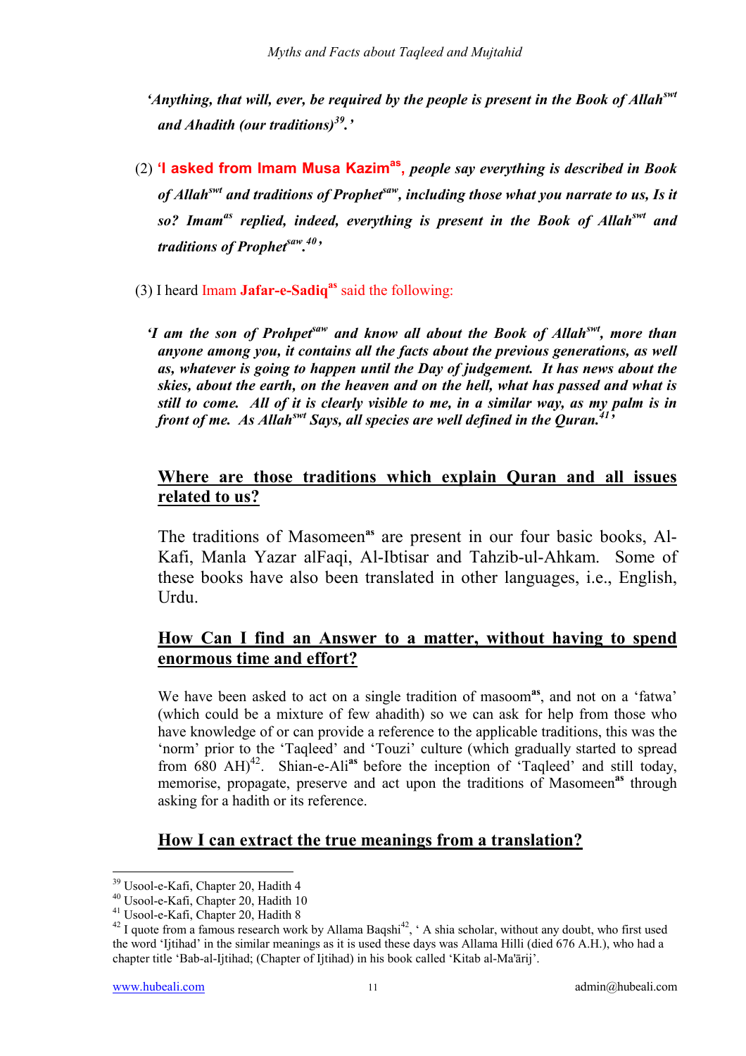*'Anything, that will, ever, be required by the people is present in the Book of Allah[swt] and Ahadith (our traditions)[39].'*

(2) **'I asked from Imam Musa Kazim[as]**, ***people say everything is described in Book of Allah[swt] and traditions of Prophet[saw], including those what you narrate to us, Is it so? Imam[as] replied, indeed, everything is present in the Book of Allah[swt] and traditions of Prophet[saw].[40]'***

(3) I heard Imam **Jafar-e-Sadiq[as]** said the following:

***'I am the son of Prohpet[saw] and know all about the Book of Allah[swt], more than anyone among you, it contains all the facts about the previous generations, as well as, whatever is going to happen until the Day of judgement. It has news about the skies, about the earth, on the heaven and on the hell, what has passed and what is still to come. All of it is clearly visible to me, in a similar way, as my palm is in front of me. As Allah[swt] Says, all species are well defined in the Quran.[41]'***

## Where are those traditions which explain Quran and all issues related to us?

The traditions of Masomeen[as] are present in our four basic books, Al-Kafi, Manla Yazar alFaqi, Al-Ibtisar and Tahzib-ul-Ahkam. Some of these books have also been translated in other languages, i.e., English, Urdu.

## How Can I find an Answer to a matter, without having to spend enormous time and effort?

We have been asked to act on a single tradition of masoom[as], and not on a 'fatwa' (which could be a mixture of few ahadith) so we can ask for help from those who have knowledge of or can provide a reference to the applicable traditions, this was the 'norm' prior to the 'Taqleed' and 'Touzi' culture (which gradually started to spread from 680 AH)[42]. Shian-e-Ali[as] before the inception of 'Taqleed' and still today, memorise, propagate, preserve and act upon the traditions of Masomeen[as] through asking for a hadith or its reference.

## How I can extract the true meanings from a translation?

---

[39] Usool-e-Kafi, Chapter 20, Hadith 4

[40] Usool-e-Kafi, Chapter 20, Hadith 10

[41] Usool-e-Kafi, Chapter 20, Hadith 8

[42] I quote from a famous research work by Allama Baqshi[42], ' A shia scholar, without any doubt, who first used the word 'Ijtihad' in the similar meanings as it is used these days was Allama Hilli (died 676 A.H.), who had a chapter title 'Bab-al-Ijtihad; (Chapter of Ijtihad) in his book called 'Kitab al-Ma'ārij'.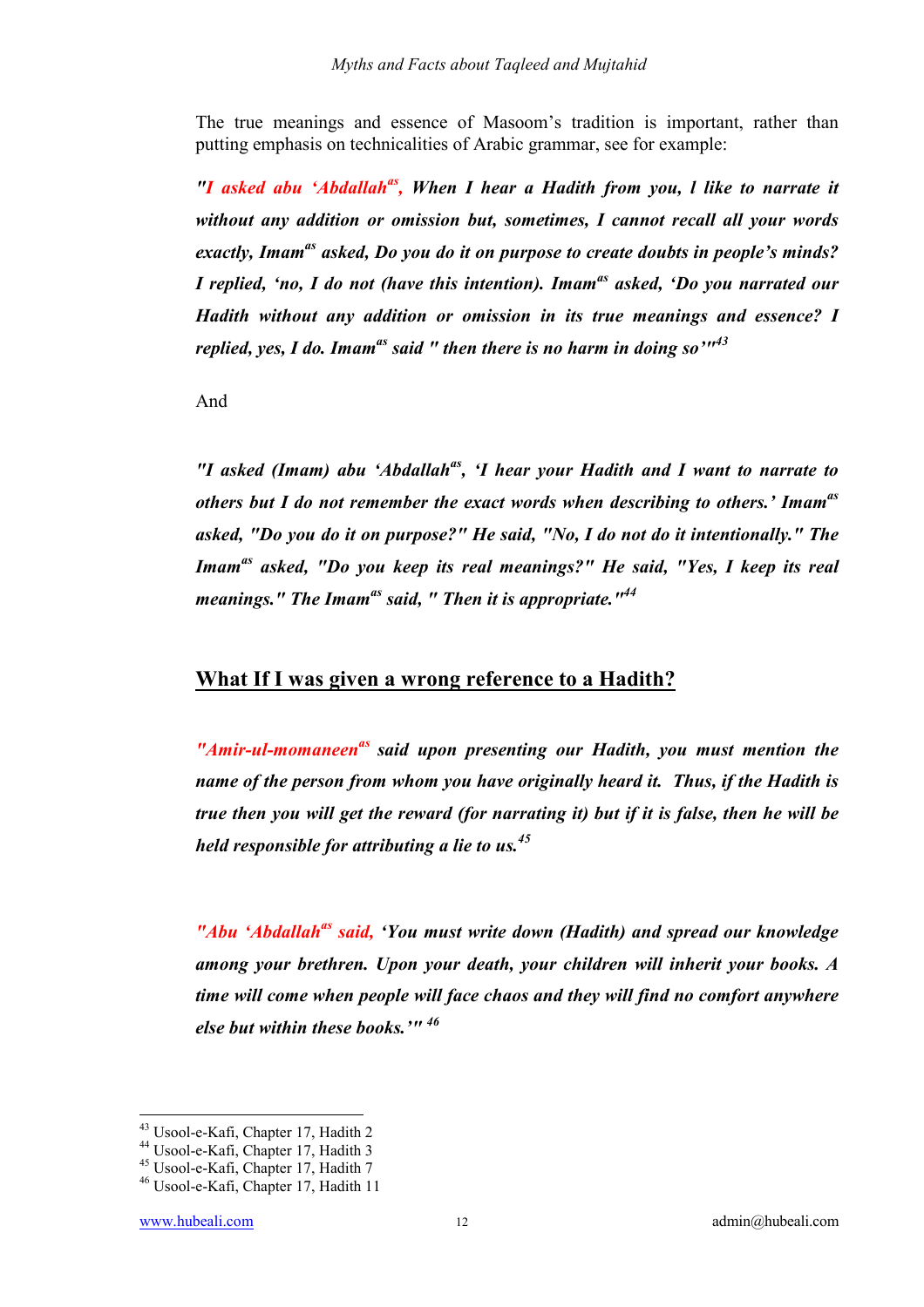The true meanings and essence of Masoom's tradition is important, rather than putting emphasis on technicalities of Arabic grammar, see for example:

***"I asked abu 'Abdallah*[as]*, When I hear a Hadith from you, I like to narrate it without any addition or omission but, sometimes, I cannot recall all your words exactly, Imam*[as] *asked, Do you do it on purpose to create doubts in people's minds? I replied, 'no, I do not (have this intention). Imam*[as] *asked, 'Do you narrated our Hadith without any addition or omission in its true meanings and essence? I replied, yes, I do. Imam*[as] *said " then there is no harm in doing so'"*[43]**

And

***"I asked (Imam) abu 'Abdallah*[as]*, 'I hear your Hadith and I want to narrate to others but I do not remember the exact words when describing to others.' Imam*[as] *asked, "Do you do it on purpose?" He said, "No, I do not do it intentionally." The Imam*[as] *asked, "Do you keep its real meanings?" He said, "Yes, I keep its real meanings." The Imam*[as] *said, " Then it is appropriate."*[44]**

## What If I was given a wrong reference to a Hadith?

***"Amir-ul-momaneen*[as] *said upon presenting our Hadith, you must mention the name of the person from whom you have originally heard it. Thus, if the Hadith is true then you will get the reward (for narrating it) but if it is false, then he will be held responsible for attributing a lie to us.*[45]**

***"Abu 'Abdallah*[as] *said, 'You must write down (Hadith) and spread our knowledge among your brethren. Upon your death, your children will inherit your books. A time will come when people will face chaos and they will find no comfort anywhere else but within these books.'"*[46]**

---

[43] Usool-e-Kafi, Chapter 17, Hadith 2
[44] Usool-e-Kafi, Chapter 17, Hadith 3
[45] Usool-e-Kafi, Chapter 17, Hadith 7
[46] Usool-e-Kafi, Chapter 17, Hadith 11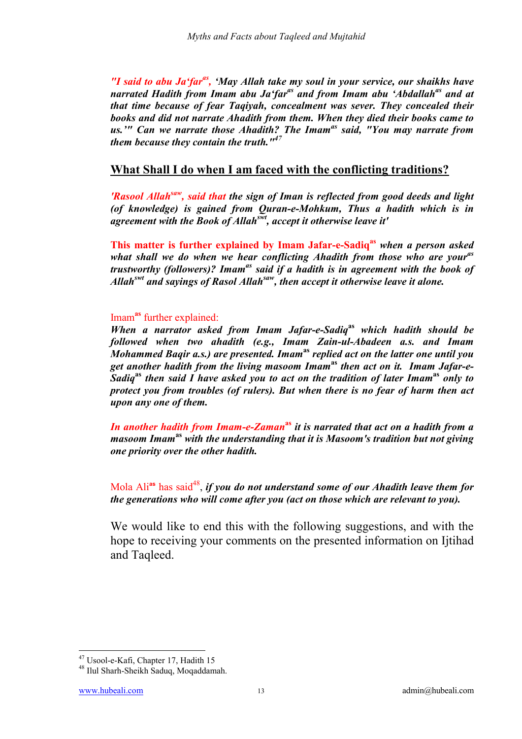*"I said to abu Ja'far[as], 'May Allah take my soul in your service, our shaikhs have narrated Hadith from Imam abu Ja'far[as] and from Imam abu 'Abdallah[as] and at that time because of fear Taqiyah, concealment was sever. They concealed their books and did not narrate Ahadith from them. When they died their books came to us.'" Can we narrate those Ahadith? The Imam[as] said, "You may narrate from them because they contain the truth."*[47]

## What Shall I do when I am faced with the conflicting traditions?

***'Rasool Allah[saw], said that the sign of Iman is reflected from good deeds and light (of knowledge) is gained from Quran-e-Mohkum, Thus a hadith which is in agreement with the Book of Allah[swt], accept it otherwise leave it'***

**This matter is further explained by Imam Jafar-e-Sadiq[as]** ***when a person asked what shall we do when we hear conflicting Ahadith from those who are your[as] trustworthy (followers)? Imam[as] said if a hadith is in agreement with the book of Allah[swt] and sayings of Rasol Allah[saw], then accept it otherwise leave it alone.***

Imam[as] further explained:
***When a narrator asked from Imam Jafar-e-Sadiq[as] which hadith should be followed when two ahadith (e.g., Imam Zain-ul-Abadeen a.s. and Imam Mohammed Baqir a.s.) are presented. Imam[as] replied act on the latter one until you get another hadith from the living masoom Imam[as] then act on it. Imam Jafar-e-Sadiq[as] then said I have asked you to act on the tradition of later Imam[as] only to protect you from troubles (of rulers). But when there is no fear of harm then act upon any one of them.***

***In another hadith from Imam-e-Zaman[as] it is narrated that act on a hadith from a masoom Imam[as] with the understanding that it is Masoom's tradition but not giving one priority over the other hadith.***

Mola Ali[as] has said[48], ***if you do not understand some of our Ahadith leave them for the generations who will come after you (act on those which are relevant to you).***

We would like to end this with the following suggestions, and with the hope to receiving your comments on the presented information on Ijtihad and Taqleed.

---

[47] Usool-e-Kafi, Chapter 17, Hadith 15
[48] Ilul Sharh-Sheikh Saduq, Moqaddamah.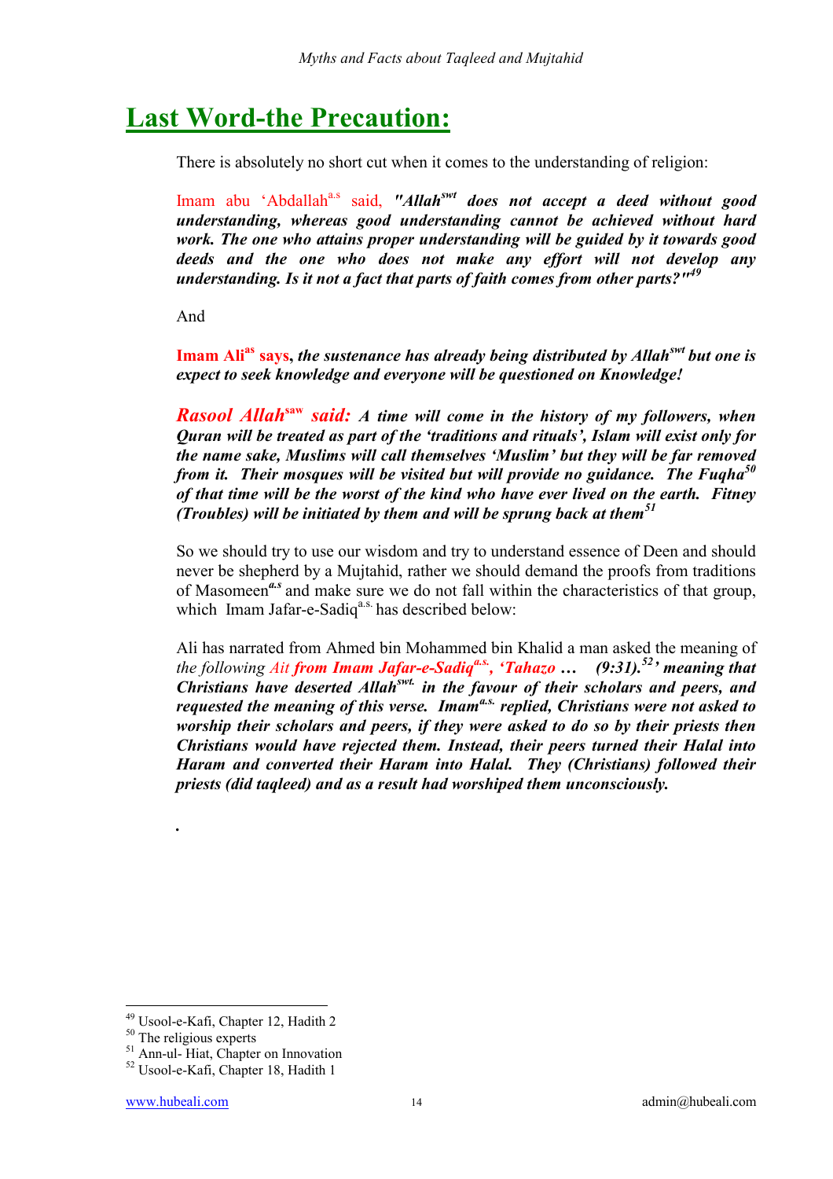## Last Word-the Precaution:

There is absolutely no short cut when it comes to the understanding of religion:

Imam abu 'Abdallah[a.s] said, ***"Allah[swt] does not accept a deed without good understanding, whereas good understanding cannot be achieved without hard work. The one who attains proper understanding will be guided by it towards good deeds and the one who does not make any effort will not develop any understanding. Is it not a fact that parts of faith comes from other parts?"[49]***

And

**Imam Ali[as] says**, ***the sustenance has already being distributed by Allah[swt] but one is expect to seek knowledge and everyone will be questioned on Knowledge!***

***Rasool Allah[saw] said:** A time will come in the history of my followers, when Quran will be treated as part of the 'traditions and rituals', Islam will exist only for the name sake, Muslims will call themselves 'Muslim' but they will be far removed from it. Their mosques will be visited but will provide no guidance. The Fuqha[50] of that time will be the worst of the kind who have ever lived on the earth. Fitney (Troubles) will be initiated by them and will be sprung back at them[51]*

So we should try to use our wisdom and try to understand essence of Deen and should never be shepherd by a Mujtahid, rather we should demand the proofs from traditions of Masomeen[a.s] and make sure we do not fall within the characteristics of that group, which Imam Jafar-e-Sadiq[a.s.] has described below:

Ali has narrated from Ahmed bin Mohammed bin Khalid a man asked the meaning of *the following Ait* ***from Imam Jafar-e-Sadiq[a.s.], 'Tahazo … (9:31).[52]' meaning that Christians have deserted Allah[swt.] in the favour of their scholars and peers, and requested the meaning of this verse. Imam[a.s.] replied, Christians were not asked to worship their scholars and peers, if they were asked to do so by their priests then Christians would have rejected them. Instead, their peers turned their Halal into Haram and converted their Haram into Halal. They (Christians) followed their priests (did taqleed) and as a result had worshiped them unconsciously.***

.

---

[49] Usool-e-Kafi, Chapter 12, Hadith 2
[50] The religious experts
[51] Ann-ul- Hiat, Chapter on Innovation
[52] Usool-e-Kafi, Chapter 18, Hadith 1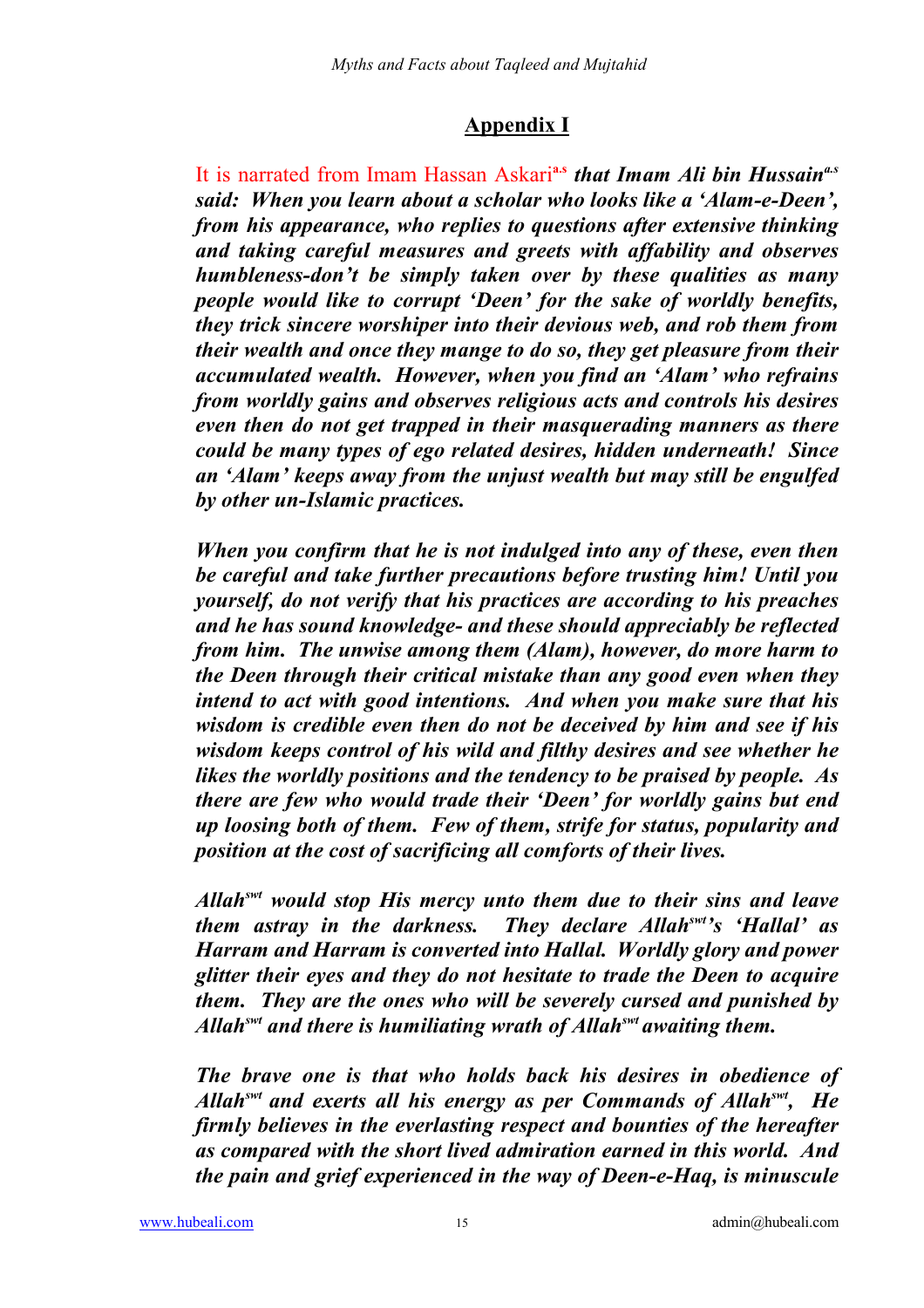## Appendix I

It is narrated from Imam Hassan Askari[a.s] ***that Imam Ali bin Hussain[a.s] said: When you learn about a scholar who looks like a 'Alam-e-Deen', from his appearance, who replies to questions after extensive thinking and taking careful measures and greets with affability and observes humbleness-don't be simply taken over by these qualities as many people would like to corrupt 'Deen' for the sake of worldly benefits, they trick sincere worshiper into their devious web, and rob them from their wealth and once they mange to do so, they get pleasure from their accumulated wealth. However, when you find an 'Alam' who refrains from worldly gains and observes religious acts and controls his desires even then do not get trapped in their masquerading manners as there could be many types of ego related desires, hidden underneath! Since an 'Alam' keeps away from the unjust wealth but may still be engulfed by other un-Islamic practices.***

***When you confirm that he is not indulged into any of these, even then be careful and take further precautions before trusting him! Until you yourself, do not verify that his practices are according to his preaches and he has sound knowledge- and these should appreciably be reflected from him. The unwise among them (Alam), however, do more harm to the Deen through their critical mistake than any good even when they intend to act with good intentions. And when you make sure that his wisdom is credible even then do not be deceived by him and see if his wisdom keeps control of his wild and filthy desires and see whether he likes the worldly positions and the tendency to be praised by people. As there are few who would trade their 'Deen' for worldly gains but end up loosing both of them. Few of them, strife for status, popularity and position at the cost of sacrificing all comforts of their lives.***

***Allah[swt] would stop His mercy unto them due to their sins and leave them astray in the darkness. They declare Allah[swt]'s 'Hallal' as Harram and Harram is converted into Hallal. Worldly glory and power glitter their eyes and they do not hesitate to trade the Deen to acquire them. They are the ones who will be severely cursed and punished by Allah[swt] and there is humiliating wrath of Allah[swt] awaiting them.***

***The brave one is that who holds back his desires in obedience of Allah[swt] and exerts all his energy as per Commands of Allah[swt], He firmly believes in the everlasting respect and bounties of the hereafter as compared with the short lived admiration earned in this world. And the pain and grief experienced in the way of Deen-e-Haq, is minuscule***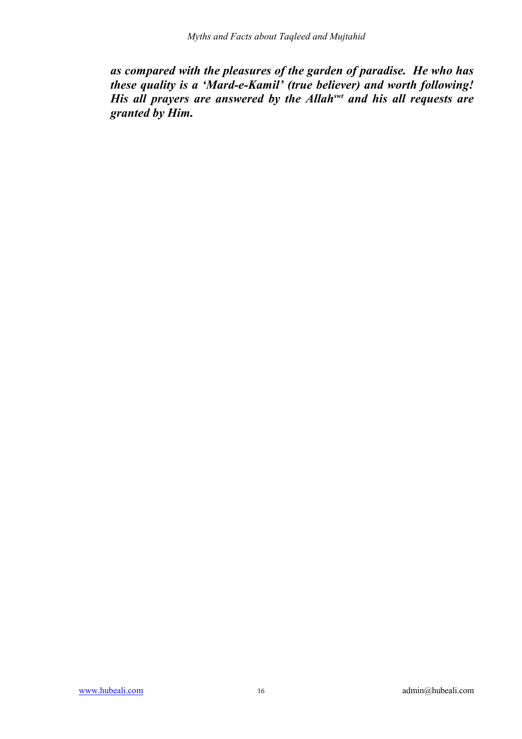***as compared with the pleasures of the garden of paradise. He who has these quality is a 'Mard-e-Kamil' (true believer) and worth following! His all prayers are answered by the Allah[swt] and his all requests are granted by Him.***